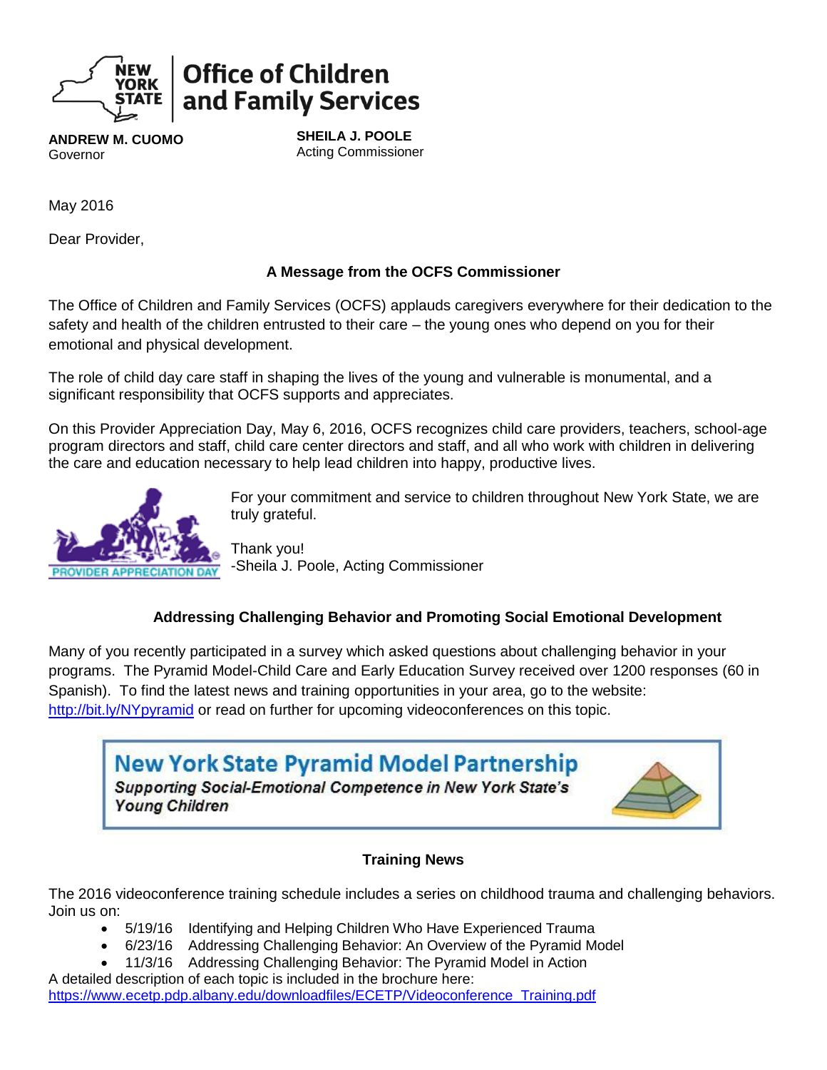**Office of Children and Family Services**

**ANDREW M. CUOMO**
Governor

**SHEILA J. POOLE**
Acting Commissioner

May 2016

Dear Provider,

### A Message from the OCFS Commissioner

The Office of Children and Family Services (OCFS) applauds caregivers everywhere for their dedication to the safety and health of the children entrusted to their care – the young ones who depend on you for their emotional and physical development.

The role of child day care staff in shaping the lives of the young and vulnerable is monumental, and a significant responsibility that OCFS supports and appreciates.

On this Provider Appreciation Day, May 6, 2016, OCFS recognizes child care providers, teachers, school-age program directors and staff, child care center directors and staff, and all who work with children in delivering the care and education necessary to help lead children into happy, productive lives.

PROVIDER APPRECIATION DAY

For your commitment and service to children throughout New York State, we are truly grateful.

Thank you!
-Sheila J. Poole, Acting Commissioner

### Addressing Challenging Behavior and Promoting Social Emotional Development

Many of you recently participated in a survey which asked questions about challenging behavior in your programs. The Pyramid Model-Child Care and Early Education Survey received over 1200 responses (60 in Spanish). To find the latest news and training opportunities in your area, go to the website: http://bit.ly/NYpyramid or read on further for upcoming videoconferences on this topic.

**New York State Pyramid Model Partnership**
*Supporting Social-Emotional Competence in New York State's Young Children*

### Training News

The 2016 videoconference training schedule includes a series on childhood trauma and challenging behaviors. Join us on:

- 5/19/16 Identifying and Helping Children Who Have Experienced Trauma
- 6/23/16 Addressing Challenging Behavior: An Overview of the Pyramid Model
- 11/3/16 Addressing Challenging Behavior: The Pyramid Model in Action

A detailed description of each topic is included in the brochure here:
https://www.ecetp.pdp.albany.edu/downloadfiles/ECETP/Videoconference_Training.pdf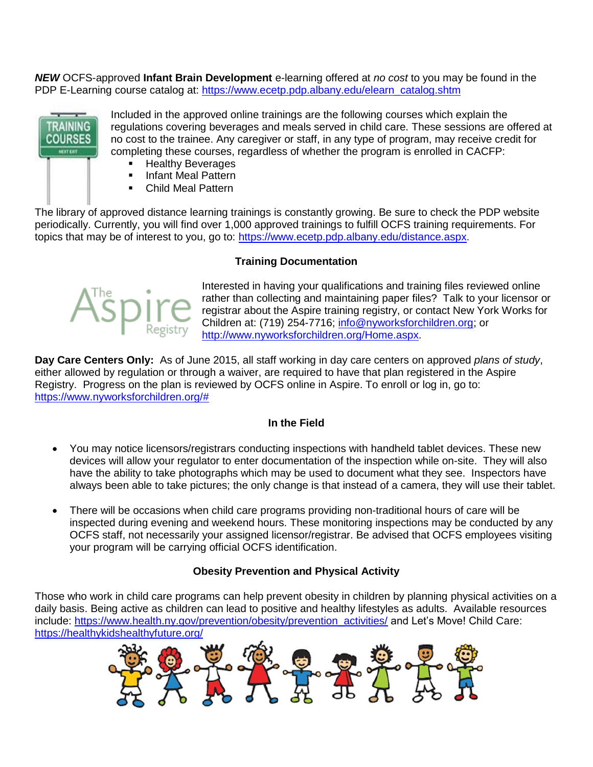***NEW*** OCFS-approved **Infant Brain Development** e-learning offered at *no cost* to you may be found in the PDP E-Learning course catalog at: https://www.ecetp.pdp.albany.edu/elearn_catalog.shtm

Included in the approved online trainings are the following courses which explain the regulations covering beverages and meals served in child care. These sessions are offered at no cost to the trainee. Any caregiver or staff, in any type of program, may receive credit for completing these courses, regardless of whether the program is enrolled in CACFP:

- Healthy Beverages
- Infant Meal Pattern
- Child Meal Pattern

The library of approved distance learning trainings is constantly growing. Be sure to check the PDP website periodically. Currently, you will find over 1,000 approved trainings to fulfill OCFS training requirements. For topics that may be of interest to you, go to: https://www.ecetp.pdp.albany.edu/distance.aspx.

## Training Documentation

Interested in having your qualifications and training files reviewed online rather than collecting and maintaining paper files? Talk to your licensor or registrar about the Aspire training registry, or contact New York Works for Children at: (719) 254-7716; info@nyworksforchildren.org; or http://www.nyworksforchildren.org/Home.aspx.

**Day Care Centers Only:** As of June 2015, all staff working in day care centers on approved *plans of study*, either allowed by regulation or through a waiver, are required to have that plan registered in the Aspire Registry. Progress on the plan is reviewed by OCFS online in Aspire. To enroll or log in, go to: https://www.nyworksforchildren.org/#

## In the Field

- You may notice licensors/registrars conducting inspections with handheld tablet devices. These new devices will allow your regulator to enter documentation of the inspection while on-site. They will also have the ability to take photographs which may be used to document what they see. Inspectors have always been able to take pictures; the only change is that instead of a camera, they will use their tablet.

- There will be occasions when child care programs providing non-traditional hours of care will be inspected during evening and weekend hours. These monitoring inspections may be conducted by any OCFS staff, not necessarily your assigned licensor/registrar. Be advised that OCFS employees visiting your program will be carrying official OCFS identification.

## Obesity Prevention and Physical Activity

Those who work in child care programs can help prevent obesity in children by planning physical activities on a daily basis. Being active as children can lead to positive and healthy lifestyles as adults. Available resources include: https://www.health.ny.gov/prevention/obesity/prevention_activities/ and Let's Move! Child Care: https://healthykidshealthyfuture.org/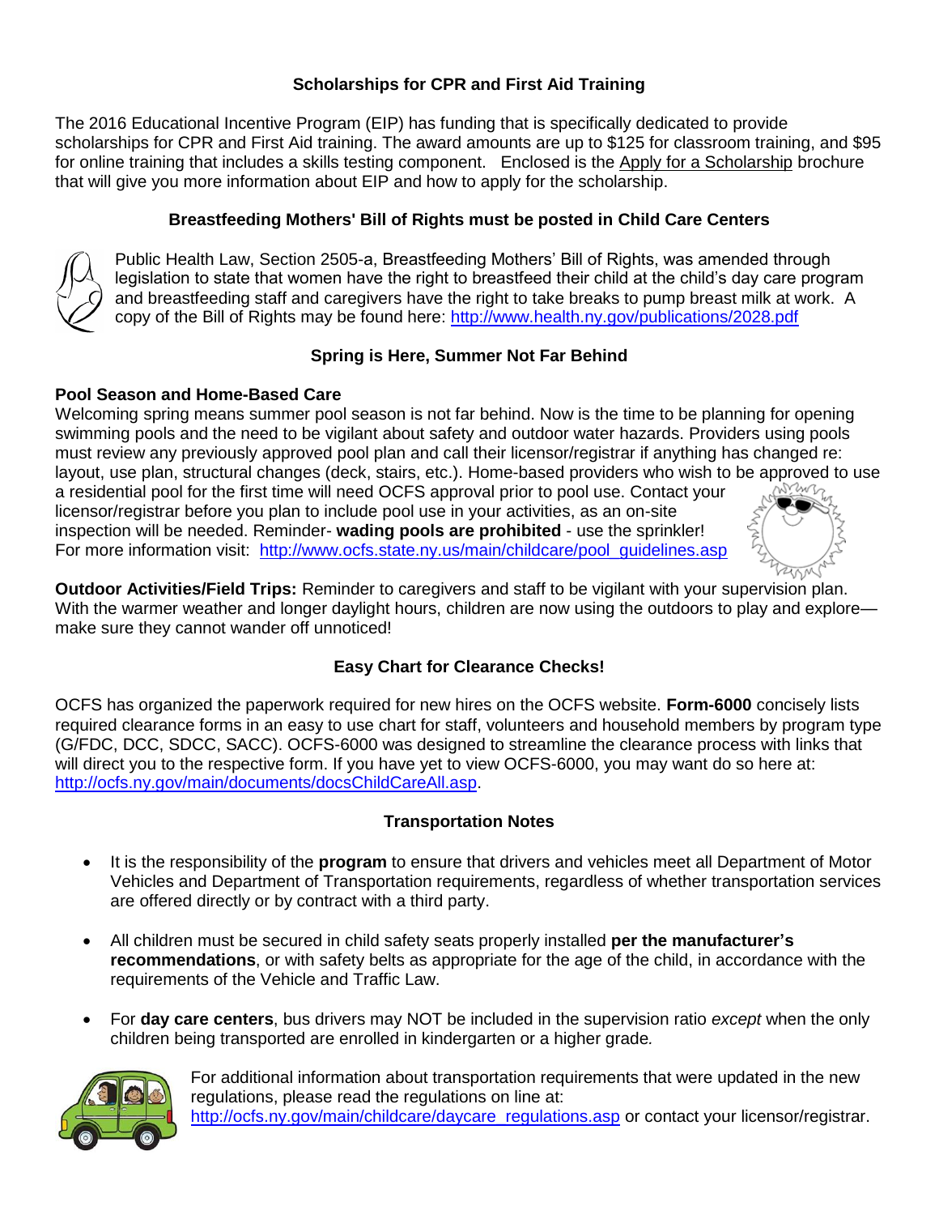## Scholarships for CPR and First Aid Training

The 2016 Educational Incentive Program (EIP) has funding that is specifically dedicated to provide scholarships for CPR and First Aid training. The award amounts are up to $125 for classroom training, and $95 for online training that includes a skills testing component. Enclosed is the Apply for a Scholarship brochure that will give you more information about EIP and how to apply for the scholarship.

## Breastfeeding Mothers' Bill of Rights must be posted in Child Care Centers

Public Health Law, Section 2505-a, Breastfeeding Mothers' Bill of Rights, was amended through legislation to state that women have the right to breastfeed their child at the child's day care program and breastfeeding staff and caregivers have the right to take breaks to pump breast milk at work. A copy of the Bill of Rights may be found here: http://www.health.ny.gov/publications/2028.pdf

## Spring is Here, Summer Not Far Behind

**Pool Season and Home-Based Care**

Welcoming spring means summer pool season is not far behind. Now is the time to be planning for opening swimming pools and the need to be vigilant about safety and outdoor water hazards. Providers using pools must review any previously approved pool plan and call their licensor/registrar if anything has changed re: layout, use plan, structural changes (deck, stairs, etc.). Home-based providers who wish to be approved to use a residential pool for the first time will need OCFS approval prior to pool use. Contact your licensor/registrar before you plan to include pool use in your activities, as an on-site inspection will be needed. Reminder- **wading pools are prohibited** - use the sprinkler! For more information visit: http://www.ocfs.state.ny.us/main/childcare/pool_guidelines.asp

**Outdoor Activities/Field Trips:** Reminder to caregivers and staff to be vigilant with your supervision plan. With the warmer weather and longer daylight hours, children are now using the outdoors to play and explore—make sure they cannot wander off unnoticed!

## Easy Chart for Clearance Checks!

OCFS has organized the paperwork required for new hires on the OCFS website. **Form-6000** concisely lists required clearance forms in an easy to use chart for staff, volunteers and household members by program type (G/FDC, DCC, SDCC, SACC). OCFS-6000 was designed to streamline the clearance process with links that will direct you to the respective form. If you have yet to view OCFS-6000, you may want do so here at: http://ocfs.ny.gov/main/documents/docsChildCareAll.asp.

## Transportation Notes

- It is the responsibility of the **program** to ensure that drivers and vehicles meet all Department of Motor Vehicles and Department of Transportation requirements, regardless of whether transportation services are offered directly or by contract with a third party.
- All children must be secured in child safety seats properly installed **per the manufacturer's recommendations**, or with safety belts as appropriate for the age of the child, in accordance with the requirements of the Vehicle and Traffic Law.
- For **day care centers**, bus drivers may NOT be included in the supervision ratio *except* when the only children being transported are enrolled in kindergarten or a higher grade.

For additional information about transportation requirements that were updated in the new regulations, please read the regulations on line at: http://ocfs.ny.gov/main/childcare/daycare_regulations.asp or contact your licensor/registrar.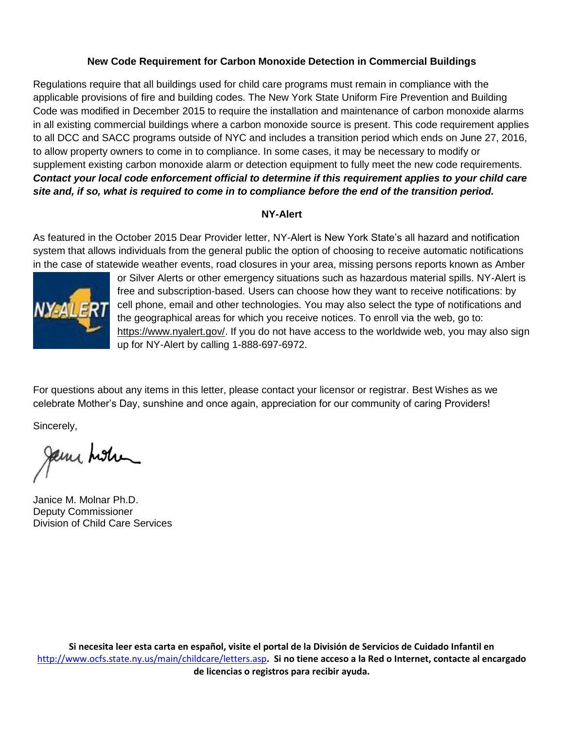**New Code Requirement for Carbon Monoxide Detection in Commercial Buildings**

Regulations require that all buildings used for child care programs must remain in compliance with the applicable provisions of fire and building codes. The New York State Uniform Fire Prevention and Building Code was modified in December 2015 to require the installation and maintenance of carbon monoxide alarms in all existing commercial buildings where a carbon monoxide source is present. This code requirement applies to all DCC and SACC programs outside of NYC and includes a transition period which ends on June 27, 2016, to allow property owners to come in to compliance. In some cases, it may be necessary to modify or supplement existing carbon monoxide alarm or detection equipment to fully meet the new code requirements. ***Contact your local code enforcement official to determine if this requirement applies to your child care site and, if so, what is required to come in to compliance before the end of the transition period.***

**NY-Alert**

As featured in the October 2015 Dear Provider letter, NY-Alert is New York State's all hazard and notification system that allows individuals from the general public the option of choosing to receive automatic notifications in the case of statewide weather events, road closures in your area, missing persons reports known as Amber or Silver Alerts or other emergency situations such as hazardous material spills. NY-Alert is free and subscription-based. Users can choose how they want to receive notifications: by cell phone, email and other technologies. You may also select the type of notifications and the geographical areas for which you receive notices. To enroll via the web, go to: https://www.nyalert.gov/. If you do not have access to the worldwide web, you may also sign up for NY-Alert by calling 1-888-697-6972.

For questions about any items in this letter, please contact your licensor or registrar. Best Wishes as we celebrate Mother's Day, sunshine and once again, appreciation for our community of caring Providers!

Sincerely,

Janice M. Molnar Ph.D.
Deputy Commissioner
Division of Child Care Services

**Si necesita leer esta carta en español, visite el portal de la División de Servicios de Cuidado Infantil en http://www.ocfs.state.ny.us/main/childcare/letters.asp. Si no tiene acceso a la Red o Internet, contacte al encargado de licencias o registros para recibir ayuda.**